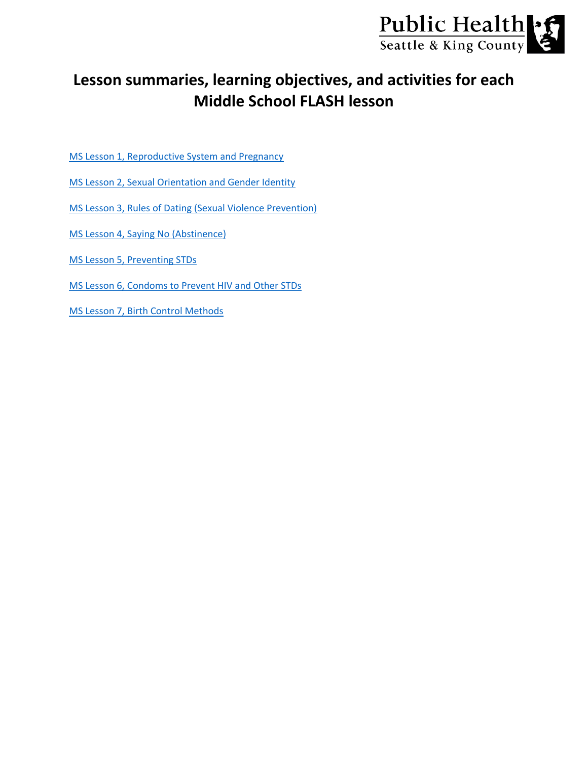Public Health
Seattle & King County

# Lesson summaries, learning objectives, and activities for each Middle School FLASH lesson

MS Lesson 1, Reproductive System and Pregnancy

MS Lesson 2, Sexual Orientation and Gender Identity

MS Lesson 3, Rules of Dating (Sexual Violence Prevention)

MS Lesson 4, Saying No (Abstinence)

MS Lesson 5, Preventing STDs

MS Lesson 6, Condoms to Prevent HIV and Other STDs

MS Lesson 7, Birth Control Methods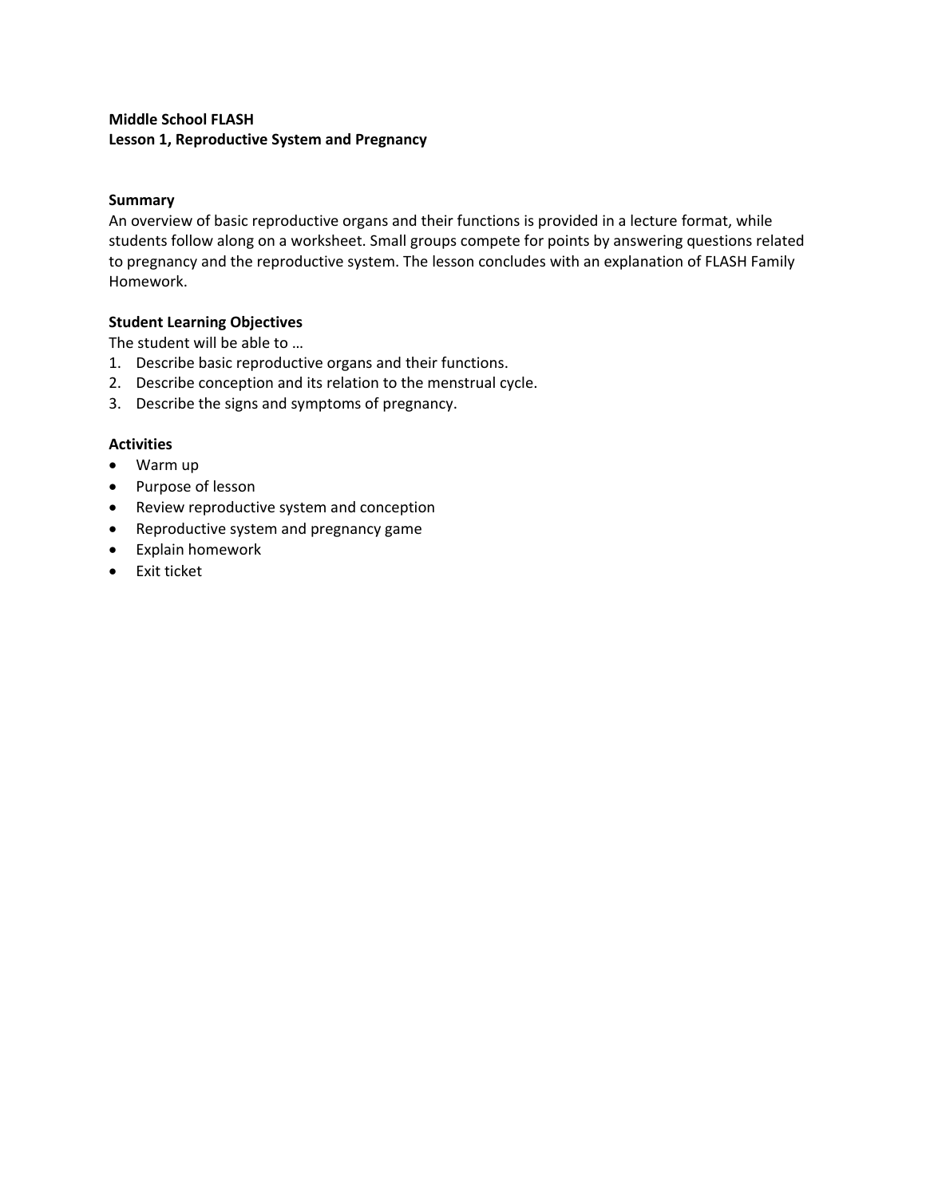**Middle School FLASH**
**Lesson 1, Reproductive System and Pregnancy**

**Summary**
An overview of basic reproductive organs and their functions is provided in a lecture format, while students follow along on a worksheet. Small groups compete for points by answering questions related to pregnancy and the reproductive system. The lesson concludes with an explanation of FLASH Family Homework.

**Student Learning Objectives**
The student will be able to …

1. Describe basic reproductive organs and their functions.
2. Describe conception and its relation to the menstrual cycle.
3. Describe the signs and symptoms of pregnancy.

**Activities**

- Warm up
- Purpose of lesson
- Review reproductive system and conception
- Reproductive system and pregnancy game
- Explain homework
- Exit ticket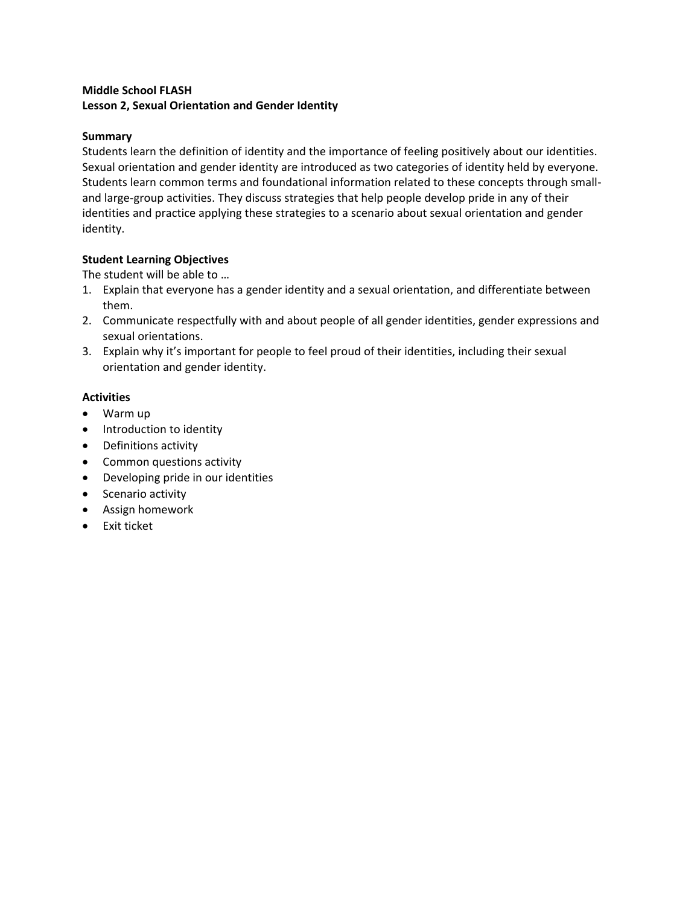**Middle School FLASH**
**Lesson 2, Sexual Orientation and Gender Identity**

**Summary**
Students learn the definition of identity and the importance of feeling positively about our identities. Sexual orientation and gender identity are introduced as two categories of identity held by everyone. Students learn common terms and foundational information related to these concepts through small- and large-group activities. They discuss strategies that help people develop pride in any of their identities and practice applying these strategies to a scenario about sexual orientation and gender identity.

**Student Learning Objectives**
The student will be able to …

1. Explain that everyone has a gender identity and a sexual orientation, and differentiate between them.
2. Communicate respectfully with and about people of all gender identities, gender expressions and sexual orientations.
3. Explain why it's important for people to feel proud of their identities, including their sexual orientation and gender identity.

**Activities**

- Warm up
- Introduction to identity
- Definitions activity
- Common questions activity
- Developing pride in our identities
- Scenario activity
- Assign homework
- Exit ticket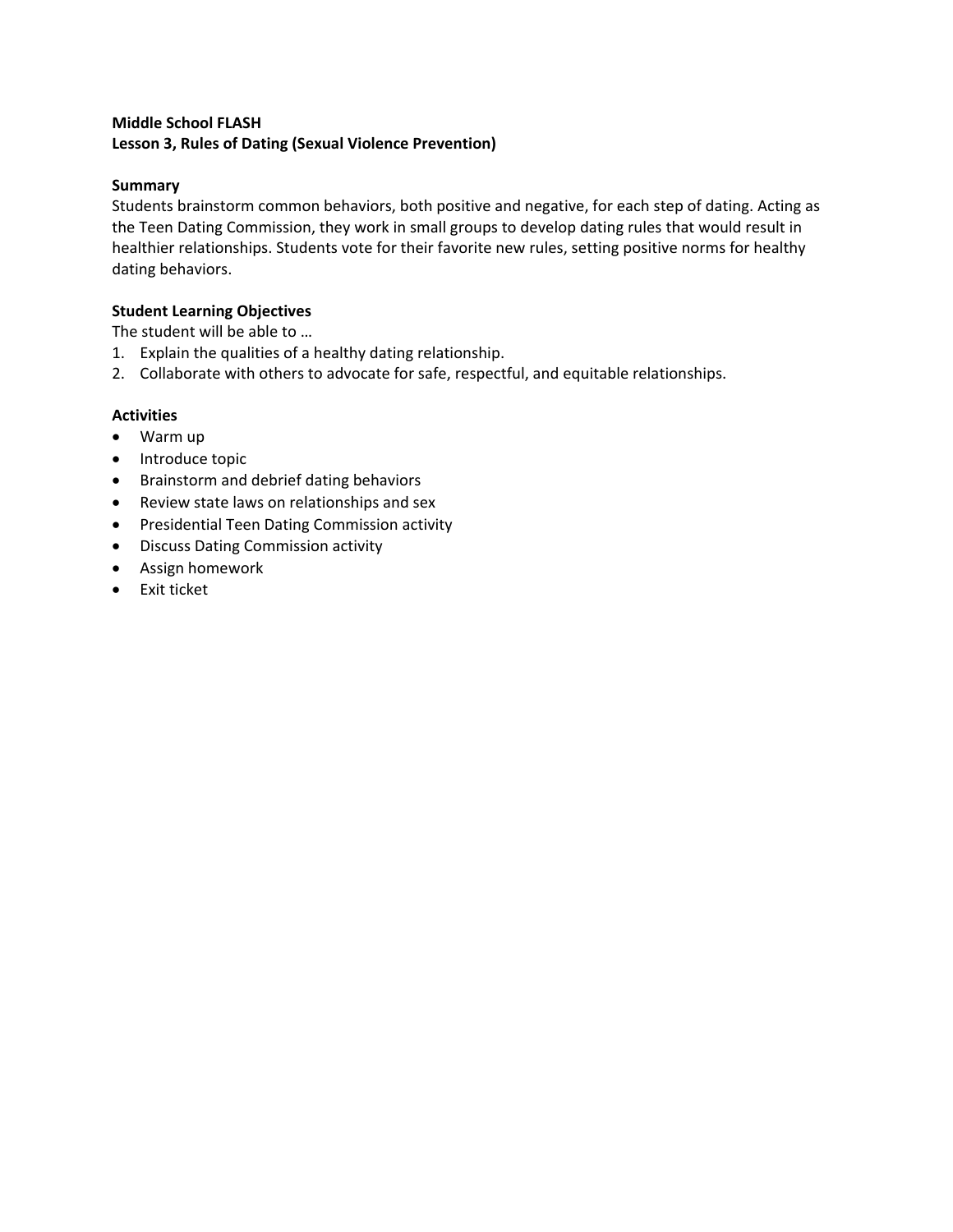**Middle School FLASH**
**Lesson 3, Rules of Dating (Sexual Violence Prevention)**

**Summary**
Students brainstorm common behaviors, both positive and negative, for each step of dating. Acting as the Teen Dating Commission, they work in small groups to develop dating rules that would result in healthier relationships. Students vote for their favorite new rules, setting positive norms for healthy dating behaviors.

**Student Learning Objectives**
The student will be able to …

1. Explain the qualities of a healthy dating relationship.
2. Collaborate with others to advocate for safe, respectful, and equitable relationships.

**Activities**

- Warm up
- Introduce topic
- Brainstorm and debrief dating behaviors
- Review state laws on relationships and sex
- Presidential Teen Dating Commission activity
- Discuss Dating Commission activity
- Assign homework
- Exit ticket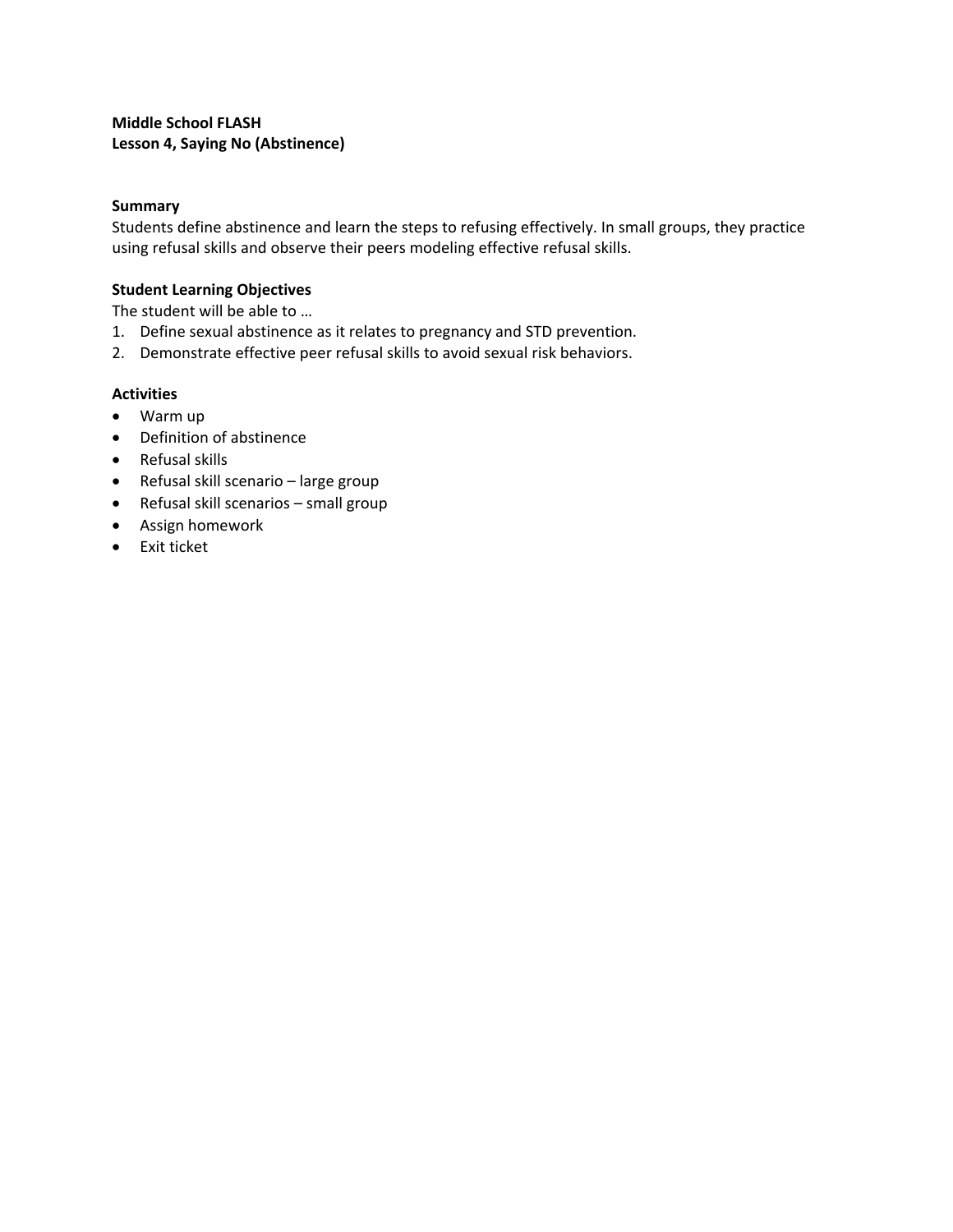**Middle School FLASH**
**Lesson 4, Saying No (Abstinence)**

**Summary**
Students define abstinence and learn the steps to refusing effectively. In small groups, they practice using refusal skills and observe their peers modeling effective refusal skills.

**Student Learning Objectives**
The student will be able to …

1. Define sexual abstinence as it relates to pregnancy and STD prevention.
2. Demonstrate effective peer refusal skills to avoid sexual risk behaviors.

**Activities**

- Warm up
- Definition of abstinence
- Refusal skills
- Refusal skill scenario – large group
- Refusal skill scenarios – small group
- Assign homework
- Exit ticket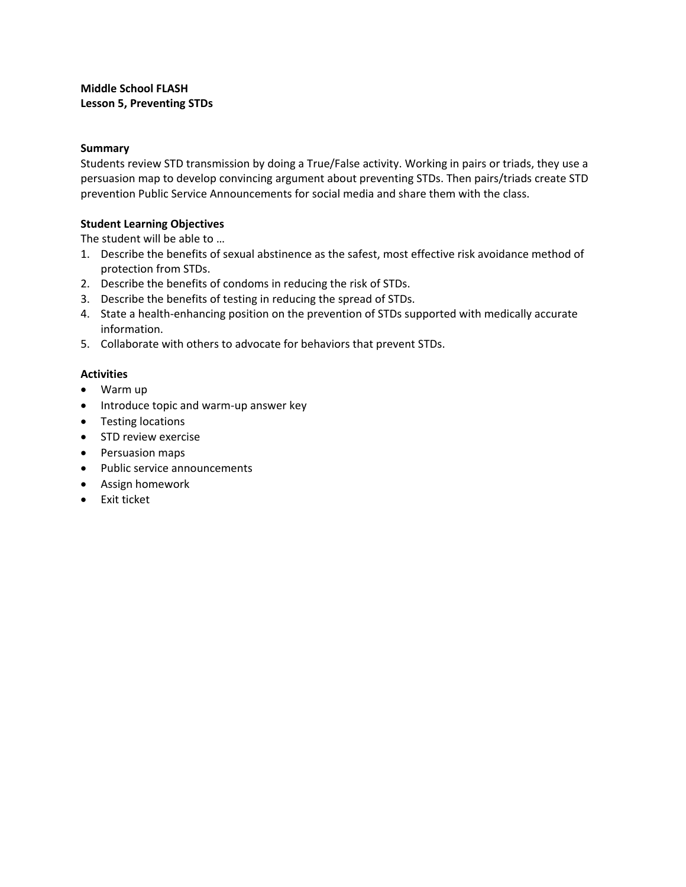**Middle School FLASH**
**Lesson 5, Preventing STDs**

**Summary**

Students review STD transmission by doing a True/False activity. Working in pairs or triads, they use a persuasion map to develop convincing argument about preventing STDs. Then pairs/triads create STD prevention Public Service Announcements for social media and share them with the class.

**Student Learning Objectives**

The student will be able to …

1. Describe the benefits of sexual abstinence as the safest, most effective risk avoidance method of protection from STDs.
2. Describe the benefits of condoms in reducing the risk of STDs.
3. Describe the benefits of testing in reducing the spread of STDs.
4. State a health-enhancing position on the prevention of STDs supported with medically accurate information.
5. Collaborate with others to advocate for behaviors that prevent STDs.

**Activities**

- Warm up
- Introduce topic and warm-up answer key
- Testing locations
- STD review exercise
- Persuasion maps
- Public service announcements
- Assign homework
- Exit ticket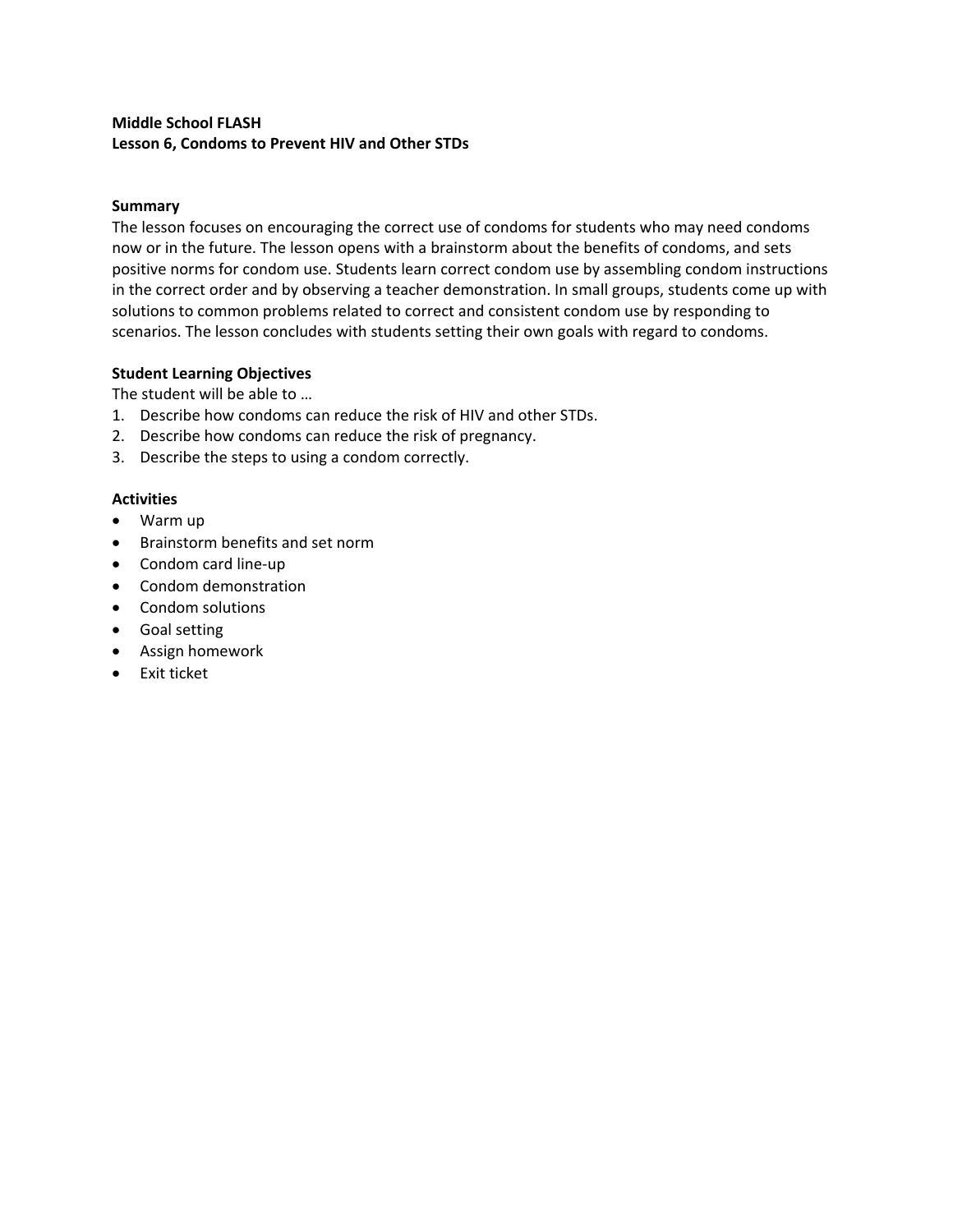**Middle School FLASH**
**Lesson 6, Condoms to Prevent HIV and Other STDs**

**Summary**

The lesson focuses on encouraging the correct use of condoms for students who may need condoms now or in the future. The lesson opens with a brainstorm about the benefits of condoms, and sets positive norms for condom use. Students learn correct condom use by assembling condom instructions in the correct order and by observing a teacher demonstration. In small groups, students come up with solutions to common problems related to correct and consistent condom use by responding to scenarios. The lesson concludes with students setting their own goals with regard to condoms.

**Student Learning Objectives**

The student will be able to …

1. Describe how condoms can reduce the risk of HIV and other STDs.
2. Describe how condoms can reduce the risk of pregnancy.
3. Describe the steps to using a condom correctly.

**Activities**

- Warm up
- Brainstorm benefits and set norm
- Condom card line-up
- Condom demonstration
- Condom solutions
- Goal setting
- Assign homework
- Exit ticket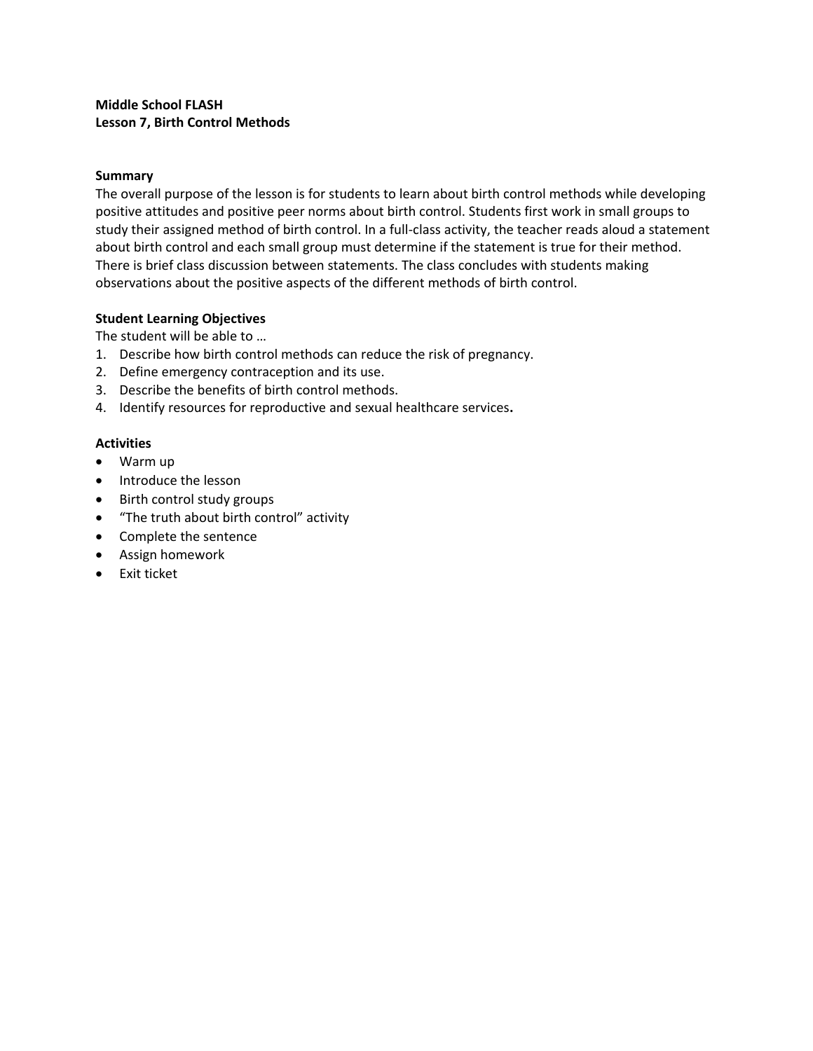**Middle School FLASH**
**Lesson 7, Birth Control Methods**

**Summary**
The overall purpose of the lesson is for students to learn about birth control methods while developing positive attitudes and positive peer norms about birth control. Students first work in small groups to study their assigned method of birth control. In a full-class activity, the teacher reads aloud a statement about birth control and each small group must determine if the statement is true for their method. There is brief class discussion between statements. The class concludes with students making observations about the positive aspects of the different methods of birth control.

**Student Learning Objectives**
The student will be able to …

1. Describe how birth control methods can reduce the risk of pregnancy.
2. Define emergency contraception and its use.
3. Describe the benefits of birth control methods.
4. Identify resources for reproductive and sexual healthcare services.

**Activities**

- Warm up
- Introduce the lesson
- Birth control study groups
- "The truth about birth control" activity
- Complete the sentence
- Assign homework
- Exit ticket